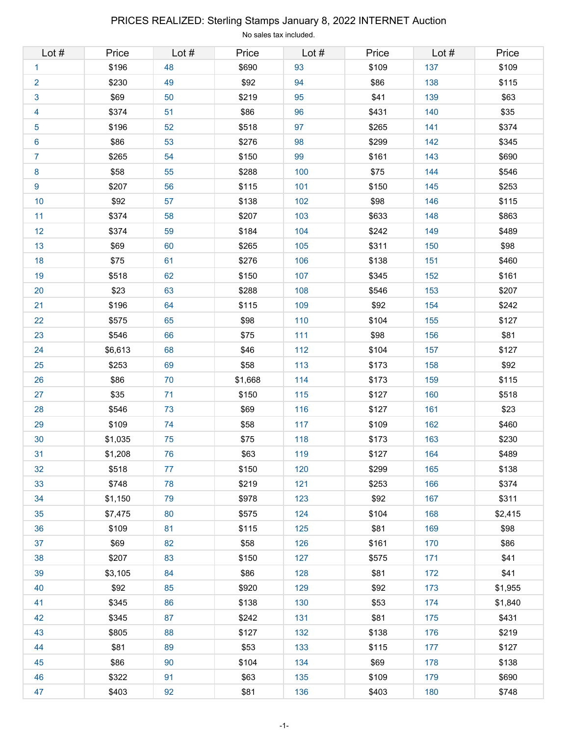# PRICES REALIZED: Sterling Stamps January 8, 2022 INTERNET Auction

No sales tax included.

| Lot # | Price | Lot # | Price | Lot # | Price | Lot # | Price |
|---|---|---|---|---|---|---|---|
| 1 | $196 | 48 | $690 | 93 | $109 | 137 | $109 |
| 2 | $230 | 49 | $92 | 94 | $86 | 138 | $115 |
| 3 | $69 | 50 | $219 | 95 | $41 | 139 | $63 |
| 4 | $374 | 51 | $86 | 96 | $431 | 140 | $35 |
| 5 | $196 | 52 | $518 | 97 | $265 | 141 | $374 |
| 6 | $86 | 53 | $276 | 98 | $299 | 142 | $345 |
| 7 | $265 | 54 | $150 | 99 | $161 | 143 | $690 |
| 8 | $58 | 55 | $288 | 100 | $75 | 144 | $546 |
| 9 | $207 | 56 | $115 | 101 | $150 | 145 | $253 |
| 10 | $92 | 57 | $138 | 102 | $98 | 146 | $115 |
| 11 | $374 | 58 | $207 | 103 | $633 | 148 | $863 |
| 12 | $374 | 59 | $184 | 104 | $242 | 149 | $489 |
| 13 | $69 | 60 | $265 | 105 | $311 | 150 | $98 |
| 18 | $75 | 61 | $276 | 106 | $138 | 151 | $460 |
| 19 | $518 | 62 | $150 | 107 | $345 | 152 | $161 |
| 20 | $23 | 63 | $288 | 108 | $546 | 153 | $207 |
| 21 | $196 | 64 | $115 | 109 | $92 | 154 | $242 |
| 22 | $575 | 65 | $98 | 110 | $104 | 155 | $127 |
| 23 | $546 | 66 | $75 | 111 | $98 | 156 | $81 |
| 24 | $6,613 | 68 | $46 | 112 | $104 | 157 | $127 |
| 25 | $253 | 69 | $58 | 113 | $173 | 158 | $92 |
| 26 | $86 | 70 | $1,668 | 114 | $173 | 159 | $115 |
| 27 | $35 | 71 | $150 | 115 | $127 | 160 | $518 |
| 28 | $546 | 73 | $69 | 116 | $127 | 161 | $23 |
| 29 | $109 | 74 | $58 | 117 | $109 | 162 | $460 |
| 30 | $1,035 | 75 | $75 | 118 | $173 | 163 | $230 |
| 31 | $1,208 | 76 | $63 | 119 | $127 | 164 | $489 |
| 32 | $518 | 77 | $150 | 120 | $299 | 165 | $138 |
| 33 | $748 | 78 | $219 | 121 | $253 | 166 | $374 |
| 34 | $1,150 | 79 | $978 | 123 | $92 | 167 | $311 |
| 35 | $7,475 | 80 | $575 | 124 | $104 | 168 | $2,415 |
| 36 | $109 | 81 | $115 | 125 | $81 | 169 | $98 |
| 37 | $69 | 82 | $58 | 126 | $161 | 170 | $86 |
| 38 | $207 | 83 | $150 | 127 | $575 | 171 | $41 |
| 39 | $3,105 | 84 | $86 | 128 | $81 | 172 | $41 |
| 40 | $92 | 85 | $920 | 129 | $92 | 173 | $1,955 |
| 41 | $345 | 86 | $138 | 130 | $53 | 174 | $1,840 |
| 42 | $345 | 87 | $242 | 131 | $81 | 175 | $431 |
| 43 | $805 | 88 | $127 | 132 | $138 | 176 | $219 |
| 44 | $81 | 89 | $53 | 133 | $115 | 177 | $127 |
| 45 | $86 | 90 | $104 | 134 | $69 | 178 | $138 |
| 46 | $322 | 91 | $63 | 135 | $109 | 179 | $690 |
| 47 | $403 | 92 | $81 | 136 | $403 | 180 | $748 |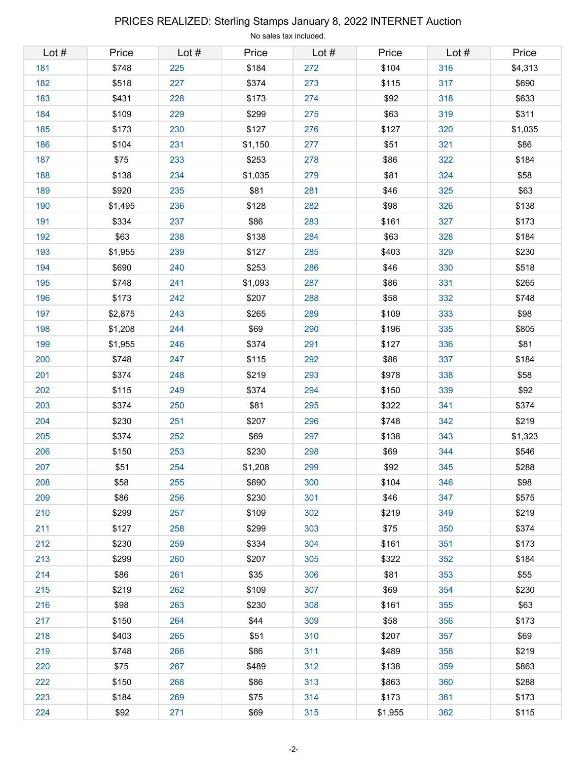# PRICES REALIZED: Sterling Stamps January 8, 2022 INTERNET Auction

No sales tax included.

| Lot # | Price | Lot # | Price | Lot # | Price | Lot # | Price |
|---|---|---|---|---|---|---|---|
| 181 | $748 | 225 | $184 | 272 | $104 | 316 | $4,313 |
| 182 | $518 | 227 | $374 | 273 | $115 | 317 | $690 |
| 183 | $431 | 228 | $173 | 274 | $92 | 318 | $633 |
| 184 | $109 | 229 | $299 | 275 | $63 | 319 | $311 |
| 185 | $173 | 230 | $127 | 276 | $127 | 320 | $1,035 |
| 186 | $104 | 231 | $1,150 | 277 | $51 | 321 | $86 |
| 187 | $75 | 233 | $253 | 278 | $86 | 322 | $184 |
| 188 | $138 | 234 | $1,035 | 279 | $81 | 324 | $58 |
| 189 | $920 | 235 | $81 | 281 | $46 | 325 | $63 |
| 190 | $1,495 | 236 | $128 | 282 | $98 | 326 | $138 |
| 191 | $334 | 237 | $86 | 283 | $161 | 327 | $173 |
| 192 | $63 | 238 | $138 | 284 | $63 | 328 | $184 |
| 193 | $1,955 | 239 | $127 | 285 | $403 | 329 | $230 |
| 194 | $690 | 240 | $253 | 286 | $46 | 330 | $518 |
| 195 | $748 | 241 | $1,093 | 287 | $86 | 331 | $265 |
| 196 | $173 | 242 | $207 | 288 | $58 | 332 | $748 |
| 197 | $2,875 | 243 | $265 | 289 | $109 | 333 | $98 |
| 198 | $1,208 | 244 | $69 | 290 | $196 | 335 | $805 |
| 199 | $1,955 | 246 | $374 | 291 | $127 | 336 | $81 |
| 200 | $748 | 247 | $115 | 292 | $86 | 337 | $184 |
| 201 | $374 | 248 | $219 | 293 | $978 | 338 | $58 |
| 202 | $115 | 249 | $374 | 294 | $150 | 339 | $92 |
| 203 | $374 | 250 | $81 | 295 | $322 | 341 | $374 |
| 204 | $230 | 251 | $207 | 296 | $748 | 342 | $219 |
| 205 | $374 | 252 | $69 | 297 | $138 | 343 | $1,323 |
| 206 | $150 | 253 | $230 | 298 | $69 | 344 | $546 |
| 207 | $51 | 254 | $1,208 | 299 | $92 | 345 | $288 |
| 208 | $58 | 255 | $690 | 300 | $104 | 346 | $98 |
| 209 | $86 | 256 | $230 | 301 | $46 | 347 | $575 |
| 210 | $299 | 257 | $109 | 302 | $219 | 349 | $219 |
| 211 | $127 | 258 | $299 | 303 | $75 | 350 | $374 |
| 212 | $230 | 259 | $334 | 304 | $161 | 351 | $173 |
| 213 | $299 | 260 | $207 | 305 | $322 | 352 | $184 |
| 214 | $86 | 261 | $35 | 306 | $81 | 353 | $55 |
| 215 | $219 | 262 | $109 | 307 | $69 | 354 | $230 |
| 216 | $98 | 263 | $230 | 308 | $161 | 355 | $63 |
| 217 | $150 | 264 | $44 | 309 | $58 | 356 | $173 |
| 218 | $403 | 265 | $51 | 310 | $207 | 357 | $69 |
| 219 | $748 | 266 | $86 | 311 | $489 | 358 | $219 |
| 220 | $75 | 267 | $489 | 312 | $138 | 359 | $863 |
| 222 | $150 | 268 | $86 | 313 | $863 | 360 | $288 |
| 223 | $184 | 269 | $75 | 314 | $173 | 361 | $173 |
| 224 | $92 | 271 | $69 | 315 | $1,955 | 362 | $115 |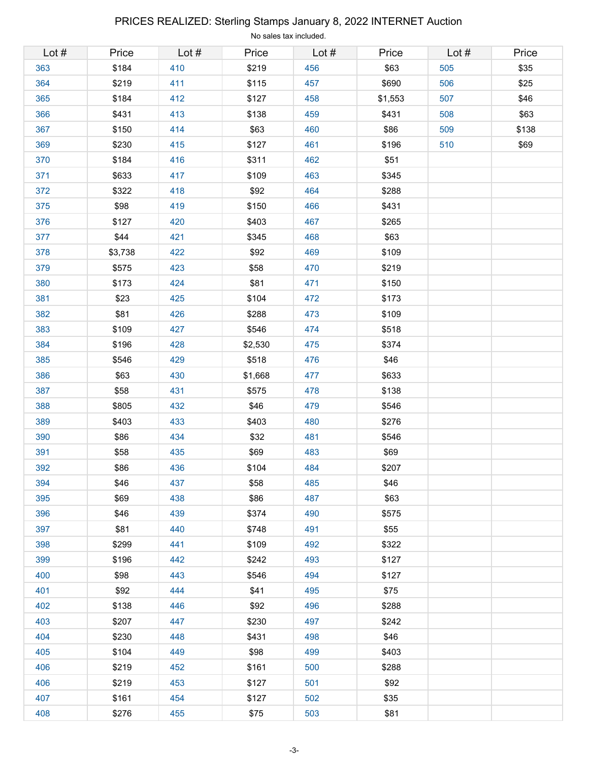PRICES REALIZED: Sterling Stamps January 8, 2022 INTERNET Auction

No sales tax included.

| Lot # | Price | Lot # | Price | Lot # | Price | Lot # | Price |
|---|---|---|---|---|---|---|---|
| 363 | $184 | 410 | $219 | 456 | $63 | 505 | $35 |
| 364 | $219 | 411 | $115 | 457 | $690 | 506 | $25 |
| 365 | $184 | 412 | $127 | 458 | $1,553 | 507 | $46 |
| 366 | $431 | 413 | $138 | 459 | $431 | 508 | $63 |
| 367 | $150 | 414 | $63 | 460 | $86 | 509 | $138 |
| 369 | $230 | 415 | $127 | 461 | $196 | 510 | $69 |
| 370 | $184 | 416 | $311 | 462 | $51 | | |
| 371 | $633 | 417 | $109 | 463 | $345 | | |
| 372 | $322 | 418 | $92 | 464 | $288 | | |
| 375 | $98 | 419 | $150 | 466 | $431 | | |
| 376 | $127 | 420 | $403 | 467 | $265 | | |
| 377 | $44 | 421 | $345 | 468 | $63 | | |
| 378 | $3,738 | 422 | $92 | 469 | $109 | | |
| 379 | $575 | 423 | $58 | 470 | $219 | | |
| 380 | $173 | 424 | $81 | 471 | $150 | | |
| 381 | $23 | 425 | $104 | 472 | $173 | | |
| 382 | $81 | 426 | $288 | 473 | $109 | | |
| 383 | $109 | 427 | $546 | 474 | $518 | | |
| 384 | $196 | 428 | $2,530 | 475 | $374 | | |
| 385 | $546 | 429 | $518 | 476 | $46 | | |
| 386 | $63 | 430 | $1,668 | 477 | $633 | | |
| 387 | $58 | 431 | $575 | 478 | $138 | | |
| 388 | $805 | 432 | $46 | 479 | $546 | | |
| 389 | $403 | 433 | $403 | 480 | $276 | | |
| 390 | $86 | 434 | $32 | 481 | $546 | | |
| 391 | $58 | 435 | $69 | 483 | $69 | | |
| 392 | $86 | 436 | $104 | 484 | $207 | | |
| 394 | $46 | 437 | $58 | 485 | $46 | | |
| 395 | $69 | 438 | $86 | 487 | $63 | | |
| 396 | $46 | 439 | $374 | 490 | $575 | | |
| 397 | $81 | 440 | $748 | 491 | $55 | | |
| 398 | $299 | 441 | $109 | 492 | $322 | | |
| 399 | $196 | 442 | $242 | 493 | $127 | | |
| 400 | $98 | 443 | $546 | 494 | $127 | | |
| 401 | $92 | 444 | $41 | 495 | $75 | | |
| 402 | $138 | 446 | $92 | 496 | $288 | | |
| 403 | $207 | 447 | $230 | 497 | $242 | | |
| 404 | $230 | 448 | $431 | 498 | $46 | | |
| 405 | $104 | 449 | $98 | 499 | $403 | | |
| 406 | $219 | 452 | $161 | 500 | $288 | | |
| 406 | $219 | 453 | $127 | 501 | $92 | | |
| 407 | $161 | 454 | $127 | 502 | $35 | | |
| 408 | $276 | 455 | $75 | 503 | $81 | | |